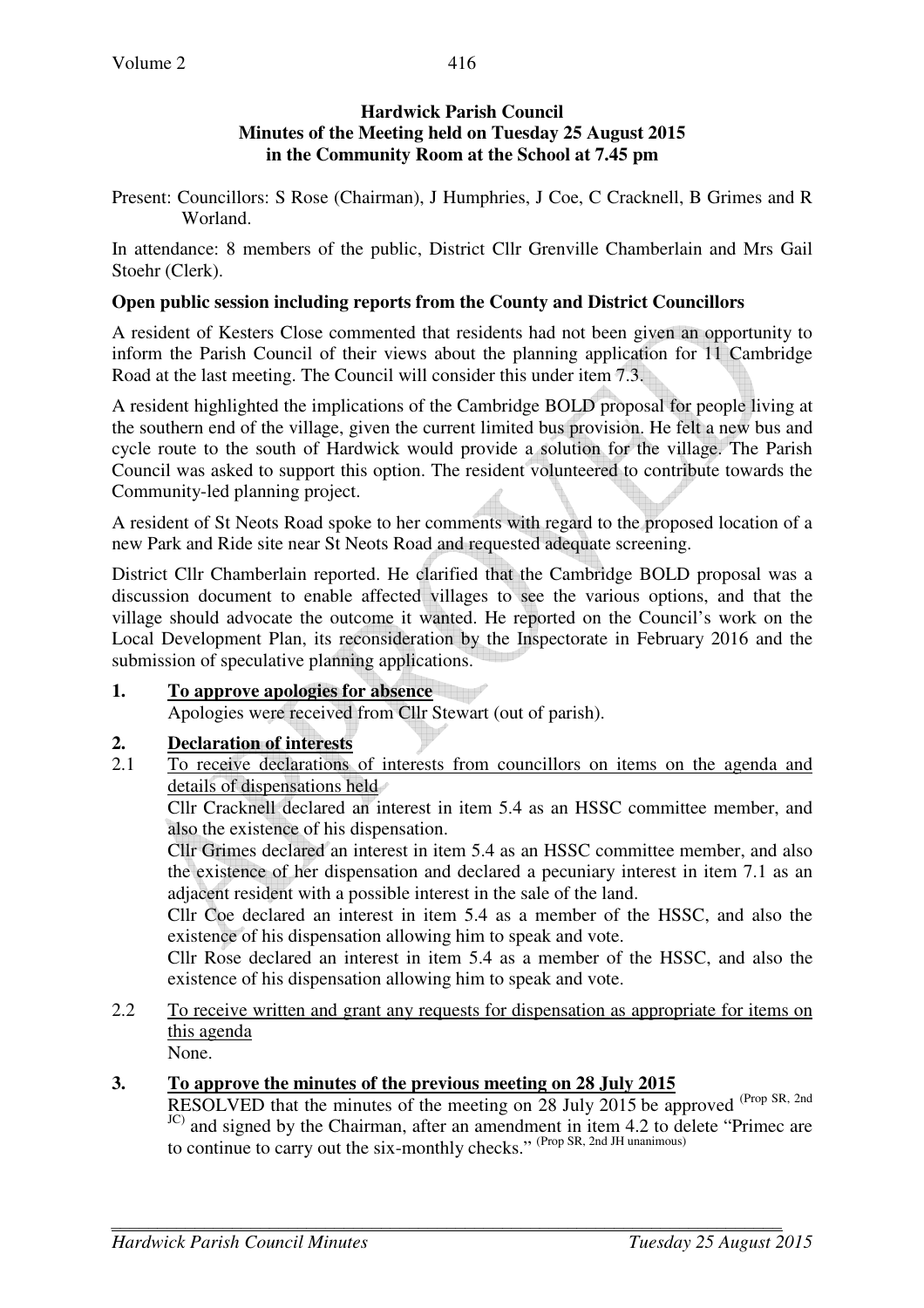**Hardwick Parish Council**
**Minutes of the Meeting held on Tuesday 25 August 2015**
**in the Community Room at the School at 7.45 pm**

Present: Councillors: S Rose (Chairman), J Humphries, J Coe, C Cracknell, B Grimes and R Worland.

In attendance: 8 members of the public, District Cllr Grenville Chamberlain and Mrs Gail Stoehr (Clerk).

**Open public session including reports from the County and District Councillors**

A resident of Kesters Close commented that residents had not been given an opportunity to inform the Parish Council of their views about the planning application for 11 Cambridge Road at the last meeting. The Council will consider this under item 7.3.

A resident highlighted the implications of the Cambridge BOLD proposal for people living at the southern end of the village, given the current limited bus provision. He felt a new bus and cycle route to the south of Hardwick would provide a solution for the village. The Parish Council was asked to support this option. The resident volunteered to contribute towards the Community-led planning project.

A resident of St Neots Road spoke to her comments with regard to the proposed location of a new Park and Ride site near St Neots Road and requested adequate screening.

District Cllr Chamberlain reported. He clarified that the Cambridge BOLD proposal was a discussion document to enable affected villages to see the various options, and that the village should advocate the outcome it wanted. He reported on the Council's work on the Local Development Plan, its reconsideration by the Inspectorate in February 2016 and the submission of speculative planning applications.

**1. To approve apologies for absence**

Apologies were received from Cllr Stewart (out of parish).

**2. Declaration of interests**

2.1 To receive declarations of interests from councillors on items on the agenda and details of dispensations held

Cllr Cracknell declared an interest in item 5.4 as an HSSC committee member, and also the existence of his dispensation.

Cllr Grimes declared an interest in item 5.4 as an HSSC committee member, and also the existence of her dispensation and declared a pecuniary interest in item 7.1 as an adjacent resident with a possible interest in the sale of the land.

Cllr Coe declared an interest in item 5.4 as a member of the HSSC, and also the existence of his dispensation allowing him to speak and vote.

Cllr Rose declared an interest in item 5.4 as a member of the HSSC, and also the existence of his dispensation allowing him to speak and vote.

2.2 To receive written and grant any requests for dispensation as appropriate for items on this agenda

None.

**3. To approve the minutes of the previous meeting on 28 July 2015**

RESOLVED that the minutes of the meeting on 28 July 2015 be approved (Prop SR, 2nd JC) and signed by the Chairman, after an amendment in item 4.2 to delete "Primec are to continue to carry out the six-monthly checks." (Prop SR, 2nd JH unanimous)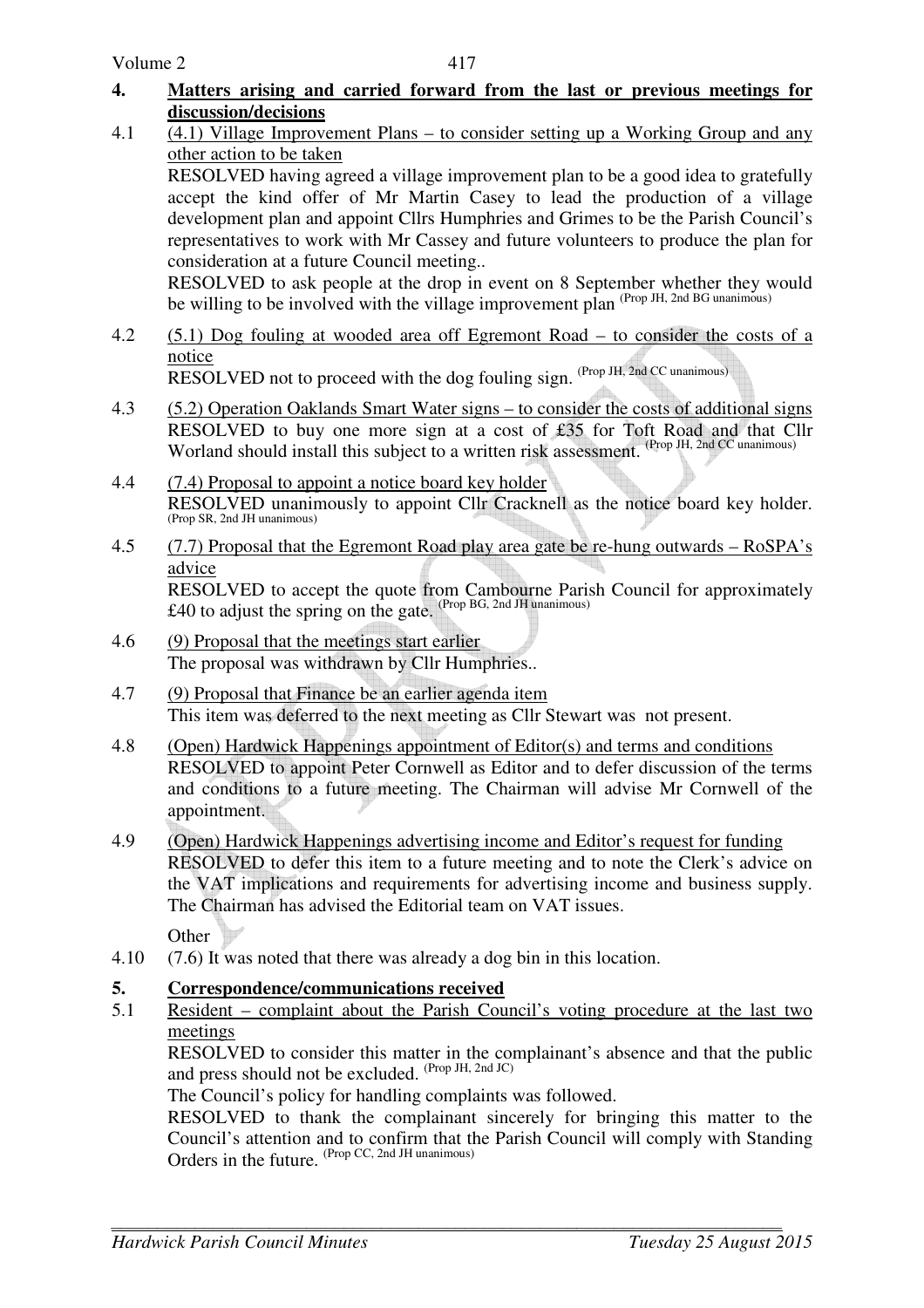## 4. Matters arising and carried forward from the last or previous meetings for discussion/decisions

4.1 (4.1) Village Improvement Plans – to consider setting up a Working Group and any other action to be taken

RESOLVED having agreed a village improvement plan to be a good idea to gratefully accept the kind offer of Mr Martin Casey to lead the production of a village development plan and appoint Cllrs Humphries and Grimes to be the Parish Council's representatives to work with Mr Cassey and future volunteers to produce the plan for consideration at a future Council meeting..

RESOLVED to ask people at the drop in event on 8 September whether they would be willing to be involved with the village improvement plan (Prop JH, 2nd BG unanimous)

4.2 (5.1) Dog fouling at wooded area off Egremont Road – to consider the costs of a notice

RESOLVED not to proceed with the dog fouling sign. (Prop JH, 2nd CC unanimous)

4.3 (5.2) Operation Oaklands Smart Water signs – to consider the costs of additional signs

RESOLVED to buy one more sign at a cost of £35 for Toft Road and that Cllr Worland should install this subject to a written risk assessment. (Prop JH, 2nd CC unanimous)

4.4 (7.4) Proposal to appoint a notice board key holder

RESOLVED unanimously to appoint Cllr Cracknell as the notice board key holder. (Prop SR, 2nd JH unanimous)

4.5 (7.7) Proposal that the Egremont Road play area gate be re-hung outwards – RoSPA's advice

RESOLVED to accept the quote from Cambourne Parish Council for approximately £40 to adjust the spring on the gate. (Prop BG, 2nd JH unanimous)

4.6 (9) Proposal that the meetings start earlier

The proposal was withdrawn by Cllr Humphries..

4.7 (9) Proposal that Finance be an earlier agenda item

This item was deferred to the next meeting as Cllr Stewart was not present.

4.8 (Open) Hardwick Happenings appointment of Editor(s) and terms and conditions

RESOLVED to appoint Peter Cornwell as Editor and to defer discussion of the terms and conditions to a future meeting. The Chairman will advise Mr Cornwell of the appointment.

4.9 (Open) Hardwick Happenings advertising income and Editor's request for funding

RESOLVED to defer this item to a future meeting and to note the Clerk's advice on the VAT implications and requirements for advertising income and business supply. The Chairman has advised the Editorial team on VAT issues.

Other

4.10 (7.6) It was noted that there was already a dog bin in this location.

## 5. Correspondence/communications received

5.1 Resident – complaint about the Parish Council's voting procedure at the last two meetings

RESOLVED to consider this matter in the complainant's absence and that the public and press should not be excluded. (Prop JH, 2nd JC)

The Council's policy for handling complaints was followed.

RESOLVED to thank the complainant sincerely for bringing this matter to the Council's attention and to confirm that the Parish Council will comply with Standing Orders in the future. (Prop CC, 2nd JH unanimous)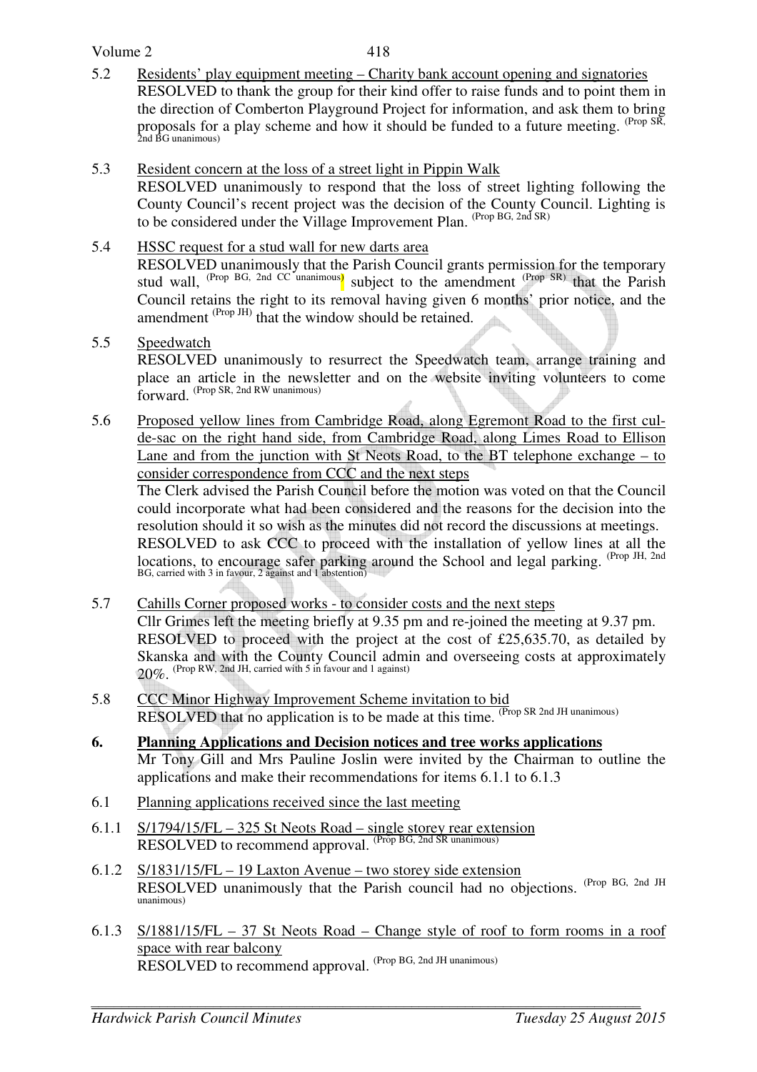5.2 Residents' play equipment meeting – Charity bank account opening and signatories

RESOLVED to thank the group for their kind offer to raise funds and to point them in the direction of Comberton Playground Project for information, and ask them to bring proposals for a play scheme and how it should be funded to a future meeting. (Prop SR, 2nd BG unanimous)

5.3 Resident concern at the loss of a street light in Pippin Walk

RESOLVED unanimously to respond that the loss of street lighting following the County Council's recent project was the decision of the County Council. Lighting is to be considered under the Village Improvement Plan. (Prop BG, 2nd SR)

5.4 HSSC request for a stud wall for new darts area

RESOLVED unanimously that the Parish Council grants permission for the temporary stud wall, (Prop BG, 2nd CC unanimous) subject to the amendment (Prop SR) that the Parish Council retains the right to its removal having given 6 months' prior notice, and the amendment (Prop JH) that the window should be retained.

5.5 Speedwatch

RESOLVED unanimously to resurrect the Speedwatch team, arrange training and place an article in the newsletter and on the website inviting volunteers to come forward. (Prop SR, 2nd RW unanimous)

5.6 Proposed yellow lines from Cambridge Road, along Egremont Road to the first cul-de-sac on the right hand side, from Cambridge Road, along Limes Road to Ellison Lane and from the junction with St Neots Road, to the BT telephone exchange – to consider correspondence from CCC and the next steps

The Clerk advised the Parish Council before the motion was voted on that the Council could incorporate what had been considered and the reasons for the decision into the resolution should it so wish as the minutes did not record the discussions at meetings.

RESOLVED to ask CCC to proceed with the installation of yellow lines at all the locations, to encourage safer parking around the School and legal parking. (Prop JH, 2nd BG, carried with 3 in favour, 2 against and 1 abstention)

5.7 Cahills Corner proposed works - to consider costs and the next steps

Cllr Grimes left the meeting briefly at 9.35 pm and re-joined the meeting at 9.37 pm.

RESOLVED to proceed with the project at the cost of £25,635.70, as detailed by Skanska and with the County Council admin and overseeing costs at approximately 20%. (Prop RW, 2nd JH, carried with 5 in favour and 1 against)

5.8 CCC Minor Highway Improvement Scheme invitation to bid

RESOLVED that no application is to be made at this time. (Prop SR 2nd JH unanimous)

## 6. Planning Applications and Decision notices and tree works applications

Mr Tony Gill and Mrs Pauline Joslin were invited by the Chairman to outline the applications and make their recommendations for items 6.1.1 to 6.1.3

6.1 Planning applications received since the last meeting

6.1.1 S/1794/15/FL – 325 St Neots Road – single storey rear extension

RESOLVED to recommend approval. (Prop BG, 2nd SR unanimous)

6.1.2 S/1831/15/FL – 19 Laxton Avenue – two storey side extension

RESOLVED unanimously that the Parish council had no objections. (Prop BG, 2nd JH unanimous)

6.1.3 S/1881/15/FL – 37 St Neots Road – Change style of roof to form rooms in a roof space with rear balcony

RESOLVED to recommend approval. (Prop BG, 2nd JH unanimous)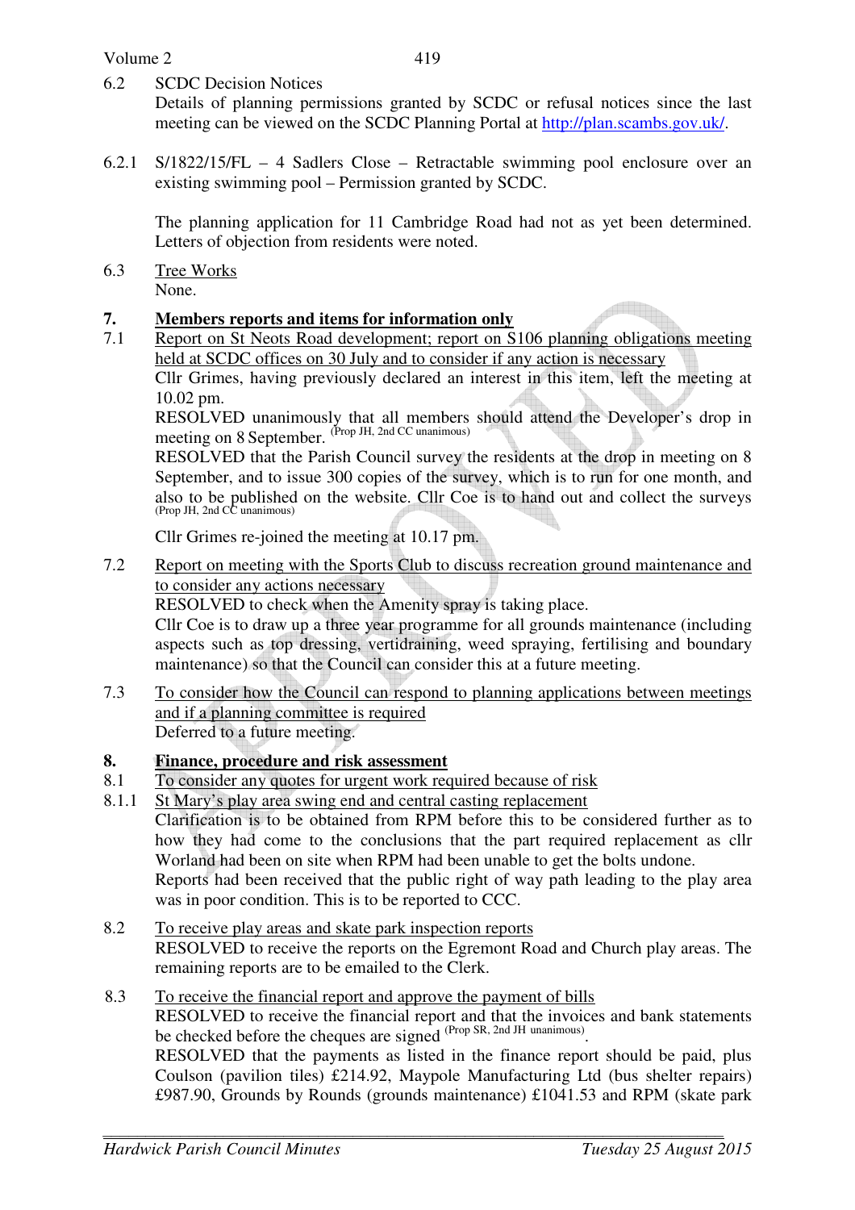6.2 SCDC Decision Notices

Details of planning permissions granted by SCDC or refusal notices since the last meeting can be viewed on the SCDC Planning Portal at http://plan.scambs.gov.uk/.

6.2.1 S/1822/15/FL – 4 Sadlers Close – Retractable swimming pool enclosure over an existing swimming pool – Permission granted by SCDC.

The planning application for 11 Cambridge Road had not as yet been determined. Letters of objection from residents were noted.

6.3 Tree Works

None.

## 7. Members reports and items for information only

7.1 Report on St Neots Road development; report on S106 planning obligations meeting held at SCDC offices on 30 July and to consider if any action is necessary

Cllr Grimes, having previously declared an interest in this item, left the meeting at 10.02 pm.

RESOLVED unanimously that all members should attend the Developer's drop in meeting on 8 September. (Prop JH, 2nd CC unanimous)

RESOLVED that the Parish Council survey the residents at the drop in meeting on 8 September, and to issue 300 copies of the survey, which is to run for one month, and also to be published on the website. Cllr Coe is to hand out and collect the surveys (Prop JH, 2nd CC unanimous)

Cllr Grimes re-joined the meeting at 10.17 pm.

7.2 Report on meeting with the Sports Club to discuss recreation ground maintenance and to consider any actions necessary

RESOLVED to check when the Amenity spray is taking place.

Cllr Coe is to draw up a three year programme for all grounds maintenance (including aspects such as top dressing, vertidraining, weed spraying, fertilising and boundary maintenance) so that the Council can consider this at a future meeting.

7.3 To consider how the Council can respond to planning applications between meetings and if a planning committee is required

Deferred to a future meeting.

## 8. Finance, procedure and risk assessment

8.1 To consider any quotes for urgent work required because of risk

8.1.1 St Mary's play area swing end and central casting replacement

Clarification is to be obtained from RPM before this to be considered further as to how they had come to the conclusions that the part required replacement as cllr Worland had been on site when RPM had been unable to get the bolts undone.

Reports had been received that the public right of way path leading to the play area was in poor condition. This is to be reported to CCC.

8.2 To receive play areas and skate park inspection reports

RESOLVED to receive the reports on the Egremont Road and Church play areas. The remaining reports are to be emailed to the Clerk.

8.3 To receive the financial report and approve the payment of bills

RESOLVED to receive the financial report and that the invoices and bank statements be checked before the cheques are signed (Prop SR, 2nd JH unanimous).

RESOLVED that the payments as listed in the finance report should be paid, plus Coulson (pavilion tiles) £214.92, Maypole Manufacturing Ltd (bus shelter repairs) £987.90, Grounds by Rounds (grounds maintenance) £1041.53 and RPM (skate park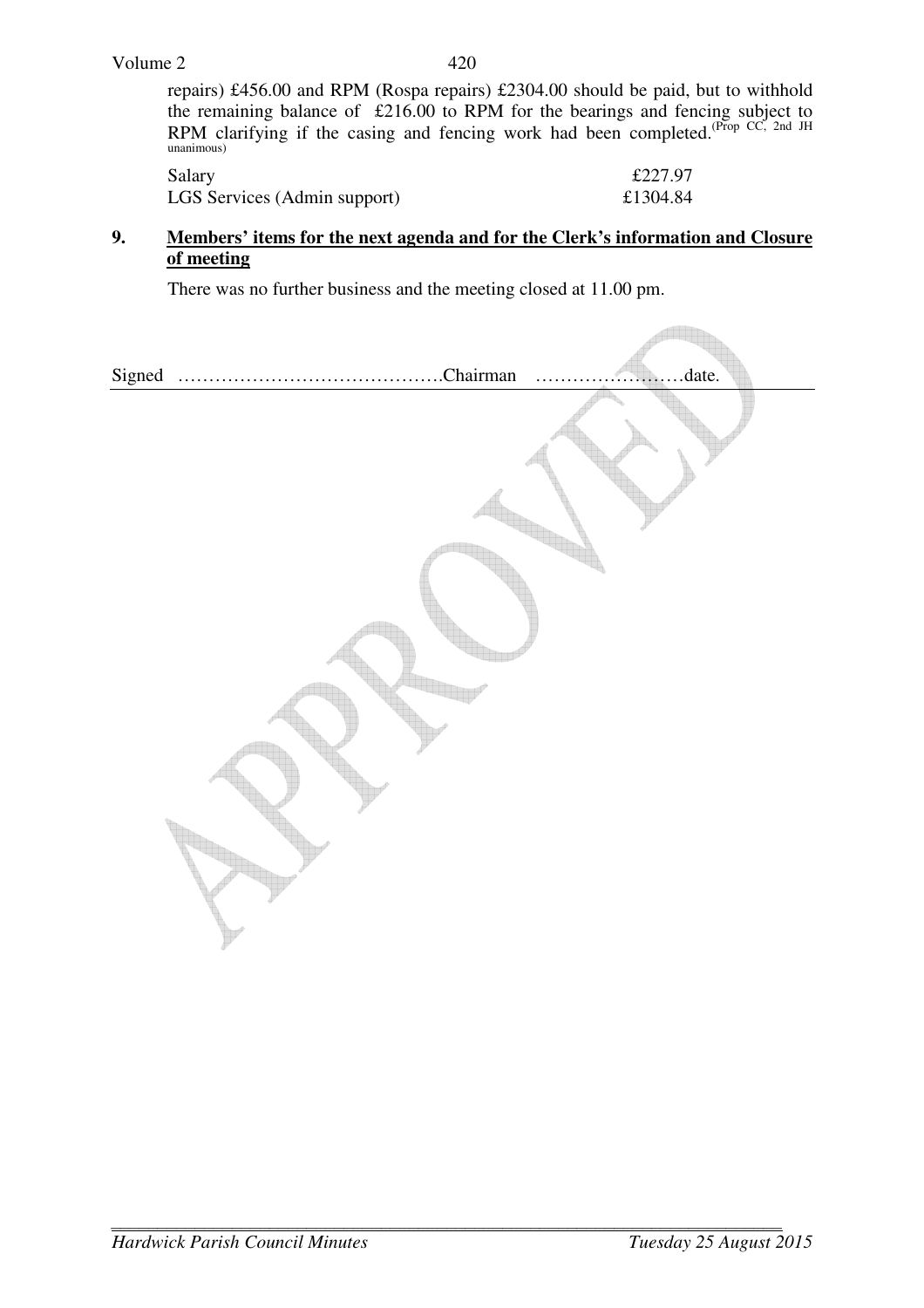repairs) £456.00 and RPM (Rospa repairs) £2304.00 should be paid, but to withhold the remaining balance of £216.00 to RPM for the bearings and fencing subject to RPM clarifying if the casing and fencing work had been completed. (Prop CC, 2nd JH unanimous)

| | |
|---|---|
| Salary | £227.97 |
| LGS Services (Admin support) | £1304.84 |

## 9. Members' items for the next agenda and for the Clerk's information and Closure of meeting

There was no further business and the meeting closed at 11.00 pm.

Signed ……………………………………Chairman ……………………date.